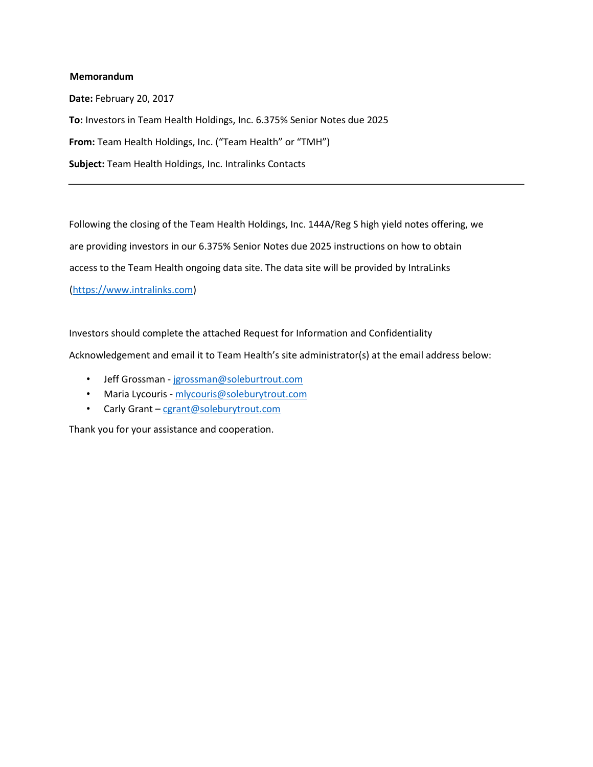**Memorandum**

**Date:** February 20, 2017

**To:** Investors in Team Health Holdings, Inc. 6.375% Senior Notes due 2025

**From:** Team Health Holdings, Inc. (“Team Health” or “TMH”)

**Subject:** Team Health Holdings, Inc. Intralinks Contacts

---

Following the closing of the Team Health Holdings, Inc. 144A/Reg S high yield notes offering, we are providing investors in our 6.375% Senior Notes due 2025 instructions on how to obtain access to the Team Health ongoing data site. The data site will be provided by IntraLinks (https://www.intralinks.com)

Investors should complete the attached Request for Information and Confidentiality Acknowledgement and email it to Team Health’s site administrator(s) at the email address below:

- Jeff Grossman - jgrossman@soleburtrout.com
- Maria Lycouris - mlycouris@soleburytrout.com
- Carly Grant – cgrant@soleburytrout.com

Thank you for your assistance and cooperation.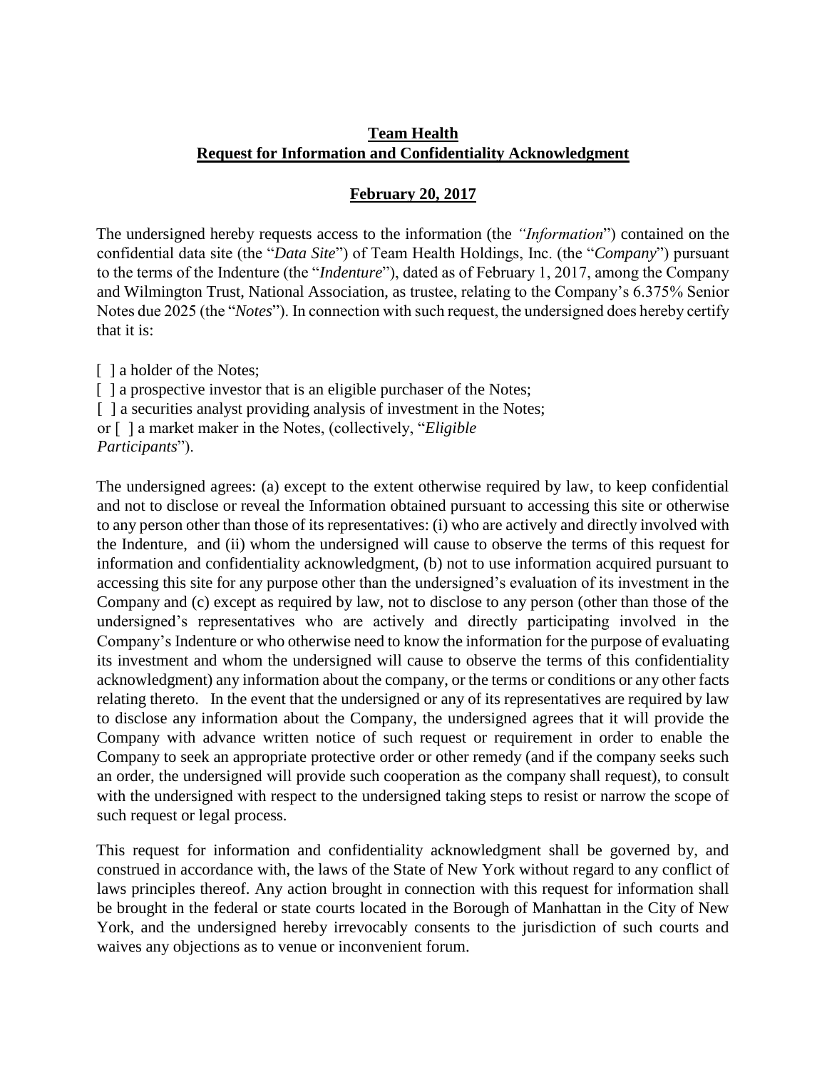**Team Health**

**Request for Information and Confidentiality Acknowledgment**

**February 20, 2017**

The undersigned hereby requests access to the information (the *"Information*") contained on the confidential data site (the "*Data Site*") of Team Health Holdings, Inc. (the "*Company*") pursuant to the terms of the Indenture (the "*Indenture*"), dated as of February 1, 2017, among the Company and Wilmington Trust, National Association, as trustee, relating to the Company's 6.375% Senior Notes due 2025 (the "*Notes*"). In connection with such request, the undersigned does hereby certify that it is:

[ ] a holder of the Notes;
[ ] a prospective investor that is an eligible purchaser of the Notes;
[ ] a securities analyst providing analysis of investment in the Notes;
or [ ] a market maker in the Notes, (collectively, "*Eligible Participants*").

The undersigned agrees: (a) except to the extent otherwise required by law, to keep confidential and not to disclose or reveal the Information obtained pursuant to accessing this site or otherwise to any person other than those of its representatives: (i) who are actively and directly involved with the Indenture, and (ii) whom the undersigned will cause to observe the terms of this request for information and confidentiality acknowledgment, (b) not to use information acquired pursuant to accessing this site for any purpose other than the undersigned's evaluation of its investment in the Company and (c) except as required by law, not to disclose to any person (other than those of the undersigned's representatives who are actively and directly participating involved in the Company's Indenture or who otherwise need to know the information for the purpose of evaluating its investment and whom the undersigned will cause to observe the terms of this confidentiality acknowledgment) any information about the company, or the terms or conditions or any other facts relating thereto. In the event that the undersigned or any of its representatives are required by law to disclose any information about the Company, the undersigned agrees that it will provide the Company with advance written notice of such request or requirement in order to enable the Company to seek an appropriate protective order or other remedy (and if the company seeks such an order, the undersigned will provide such cooperation as the company shall request), to consult with the undersigned with respect to the undersigned taking steps to resist or narrow the scope of such request or legal process.

This request for information and confidentiality acknowledgment shall be governed by, and construed in accordance with, the laws of the State of New York without regard to any conflict of laws principles thereof. Any action brought in connection with this request for information shall be brought in the federal or state courts located in the Borough of Manhattan in the City of New York, and the undersigned hereby irrevocably consents to the jurisdiction of such courts and waives any objections as to venue or inconvenient forum.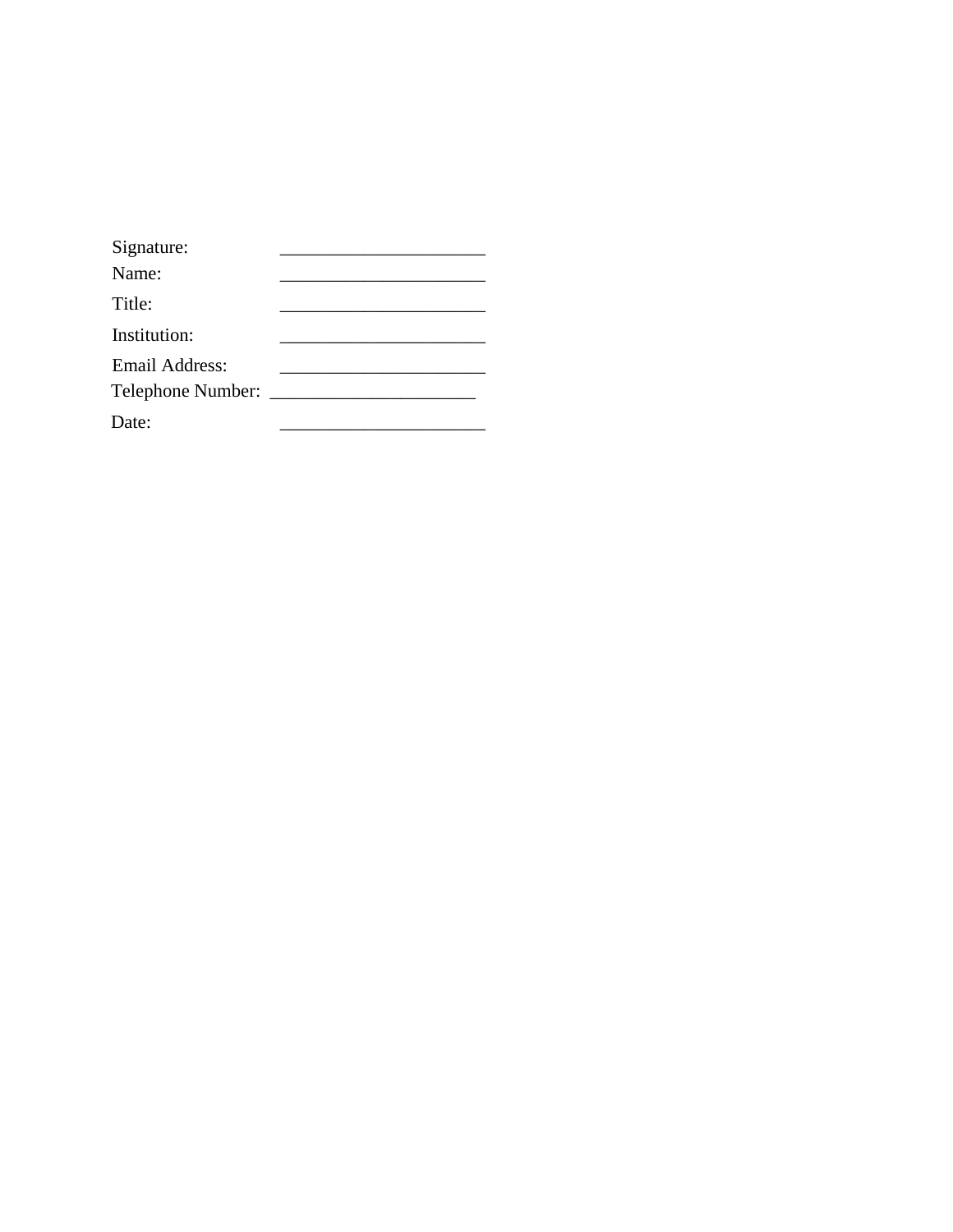Signature: ______________________

Name: ______________________

Title: ______________________

Institution: ______________________

Email Address: ______________________

Telephone Number: ______________________

Date: ______________________